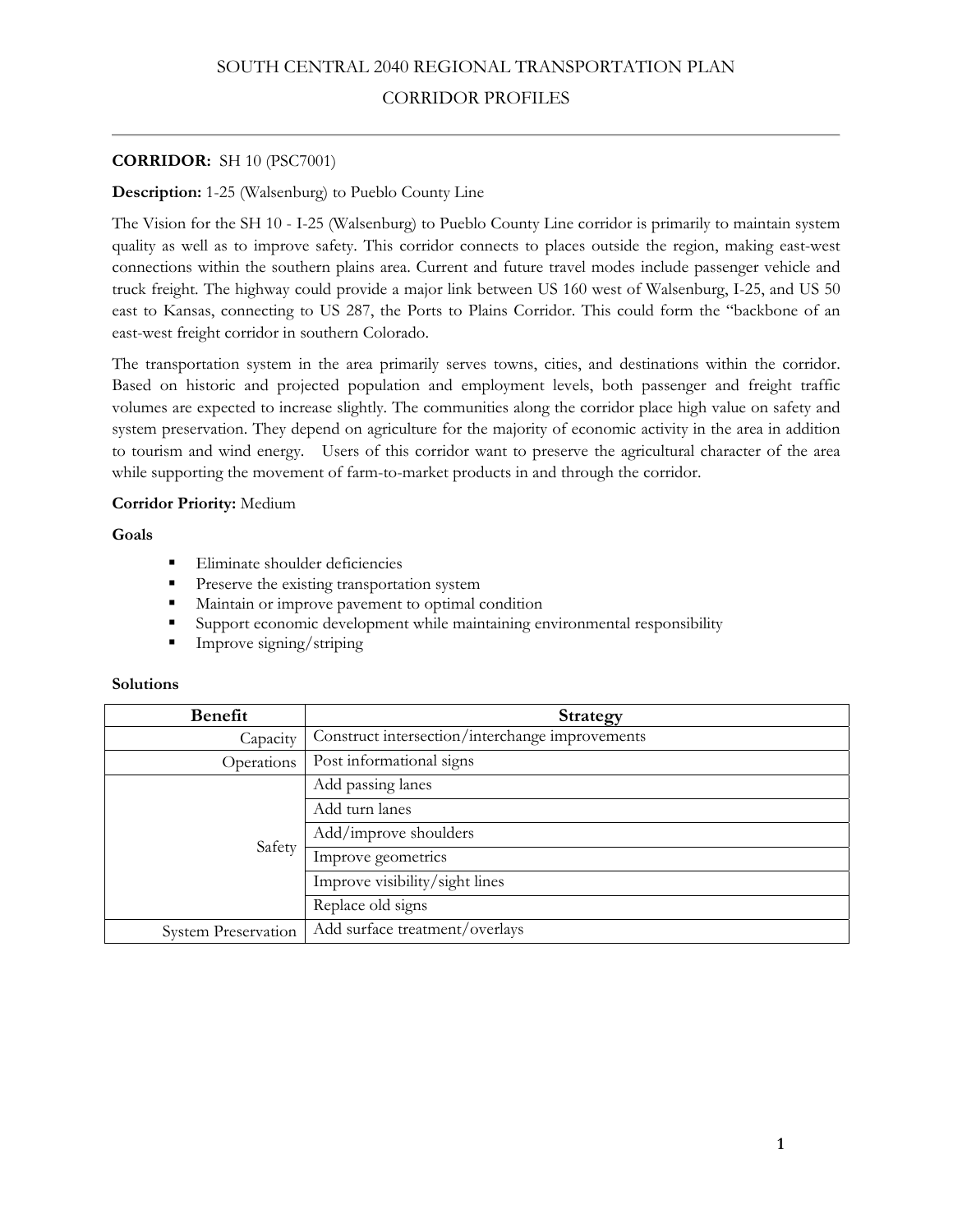# SOUTH CENTRAL 2040 REGIONAL TRANSPORTATION PLAN

## CORRIDOR PROFILES

**CORRIDOR:** SH 10 (PSC7001)

**Description:** 1-25 (Walsenburg) to Pueblo County Line

The Vision for the SH 10 - I-25 (Walsenburg) to Pueblo County Line corridor is primarily to maintain system quality as well as to improve safety. This corridor connects to places outside the region, making east-west connections within the southern plains area. Current and future travel modes include passenger vehicle and truck freight. The highway could provide a major link between US 160 west of Walsenburg, I-25, and US 50 east to Kansas, connecting to US 287, the Ports to Plains Corridor. This could form the "backbone of an east-west freight corridor in southern Colorado.

The transportation system in the area primarily serves towns, cities, and destinations within the corridor. Based on historic and projected population and employment levels, both passenger and freight traffic volumes are expected to increase slightly. The communities along the corridor place high value on safety and system preservation. They depend on agriculture for the majority of economic activity in the area in addition to tourism and wind energy. Users of this corridor want to preserve the agricultural character of the area while supporting the movement of farm-to-market products in and through the corridor.

**Corridor Priority:** Medium

**Goals**

- Eliminate shoulder deficiencies
- Preserve the existing transportation system
- Maintain or improve pavement to optimal condition
- Support economic development while maintaining environmental responsibility
- Improve signing/striping

**Solutions**

| Benefit | Strategy |
|---|---|
| Capacity | Construct intersection/interchange improvements |
| Operations | Post informational signs |
| Safety | Add passing lanes |
| | Add turn lanes |
| | Add/improve shoulders |
| | Improve geometrics |
| | Improve visibility/sight lines |
| | Replace old signs |
| System Preservation | Add surface treatment/overlays |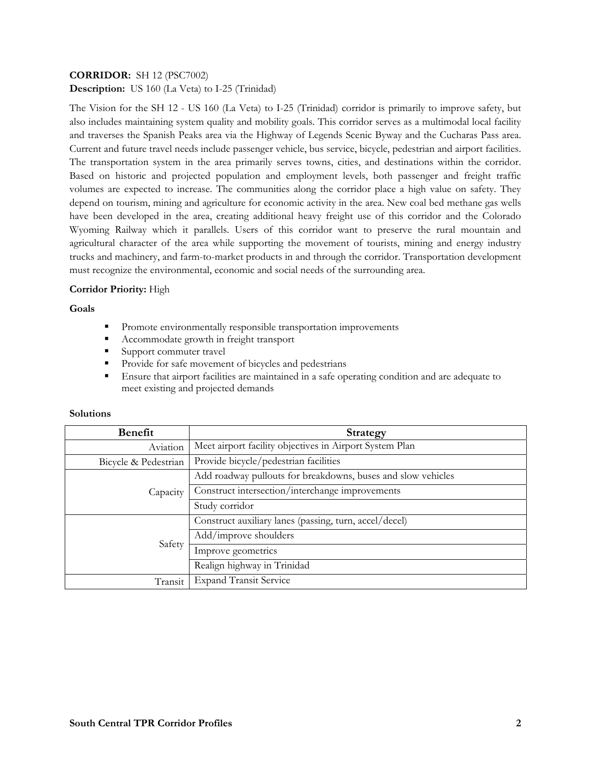**CORRIDOR:** SH 12 (PSC7002)
**Description:** US 160 (La Veta) to I-25 (Trinidad)

The Vision for the SH 12 - US 160 (La Veta) to I-25 (Trinidad) corridor is primarily to improve safety, but also includes maintaining system quality and mobility goals. This corridor serves as a multimodal local facility and traverses the Spanish Peaks area via the Highway of Legends Scenic Byway and the Cucharas Pass area. Current and future travel needs include passenger vehicle, bus service, bicycle, pedestrian and airport facilities. The transportation system in the area primarily serves towns, cities, and destinations within the corridor. Based on historic and projected population and employment levels, both passenger and freight traffic volumes are expected to increase. The communities along the corridor place a high value on safety. They depend on tourism, mining and agriculture for economic activity in the area. New coal bed methane gas wells have been developed in the area, creating additional heavy freight use of this corridor and the Colorado Wyoming Railway which it parallels. Users of this corridor want to preserve the rural mountain and agricultural character of the area while supporting the movement of tourists, mining and energy industry trucks and machinery, and farm-to-market products in and through the corridor. Transportation development must recognize the environmental, economic and social needs of the surrounding area.

**Corridor Priority:** High

**Goals**

- Promote environmentally responsible transportation improvements
- Accommodate growth in freight transport
- Support commuter travel
- Provide for safe movement of bicycles and pedestrians
- Ensure that airport facilities are maintained in a safe operating condition and are adequate to meet existing and projected demands

**Solutions**

| Benefit | Strategy |
|---|---|
| Aviation | Meet airport facility objectives in Airport System Plan |
| Bicycle & Pedestrian | Provide bicycle/pedestrian facilities |
| Capacity | Add roadway pullouts for breakdowns, buses and slow vehicles |
| | Construct intersection/interchange improvements |
| | Study corridor |
| Safety | Construct auxiliary lanes (passing, turn, accel/decel) |
| | Add/improve shoulders |
| | Improve geometrics |
| | Realign highway in Trinidad |
| Transit | Expand Transit Service |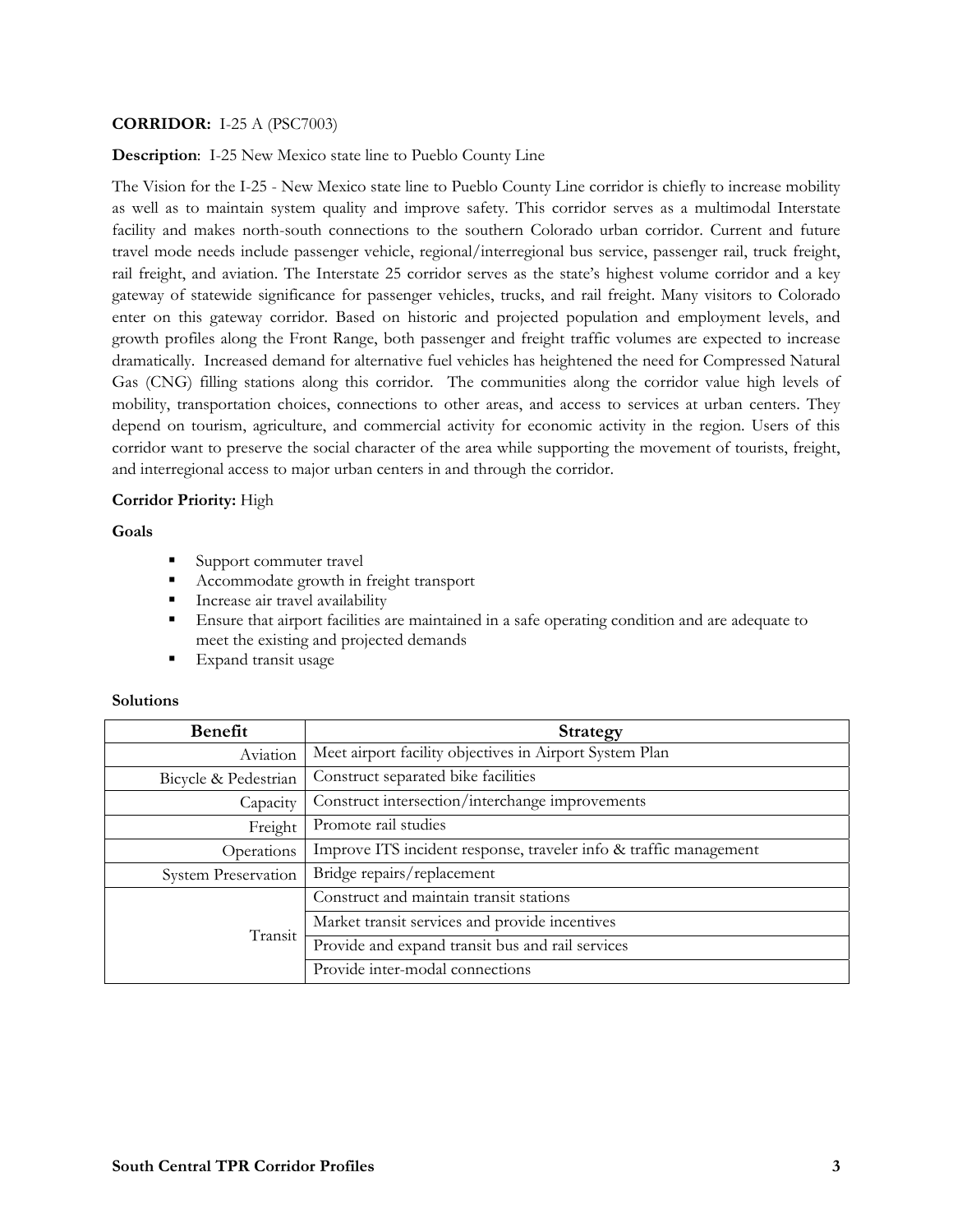**CORRIDOR:** I-25 A (PSC7003)

**Description**: I-25 New Mexico state line to Pueblo County Line

The Vision for the I-25 - New Mexico state line to Pueblo County Line corridor is chiefly to increase mobility as well as to maintain system quality and improve safety. This corridor serves as a multimodal Interstate facility and makes north-south connections to the southern Colorado urban corridor. Current and future travel mode needs include passenger vehicle, regional/interregional bus service, passenger rail, truck freight, rail freight, and aviation. The Interstate 25 corridor serves as the state's highest volume corridor and a key gateway of statewide significance for passenger vehicles, trucks, and rail freight. Many visitors to Colorado enter on this gateway corridor. Based on historic and projected population and employment levels, and growth profiles along the Front Range, both passenger and freight traffic volumes are expected to increase dramatically. Increased demand for alternative fuel vehicles has heightened the need for Compressed Natural Gas (CNG) filling stations along this corridor. The communities along the corridor value high levels of mobility, transportation choices, connections to other areas, and access to services at urban centers. They depend on tourism, agriculture, and commercial activity for economic activity in the region. Users of this corridor want to preserve the social character of the area while supporting the movement of tourists, freight, and interregional access to major urban centers in and through the corridor.

**Corridor Priority:** High

**Goals**

- Support commuter travel
- Accommodate growth in freight transport
- Increase air travel availability
- Ensure that airport facilities are maintained in a safe operating condition and are adequate to meet the existing and projected demands
- Expand transit usage

**Solutions**

| Benefit | Strategy |
| --- | --- |
| Aviation | Meet airport facility objectives in Airport System Plan |
| Bicycle & Pedestrian | Construct separated bike facilities |
| Capacity | Construct intersection/interchange improvements |
| Freight | Promote rail studies |
| Operations | Improve ITS incident response, traveler info & traffic management |
| System Preservation | Bridge repairs/replacement |
| Transit | Construct and maintain transit stations |
| | Market transit services and provide incentives |
| | Provide and expand transit bus and rail services |
| | Provide inter-modal connections |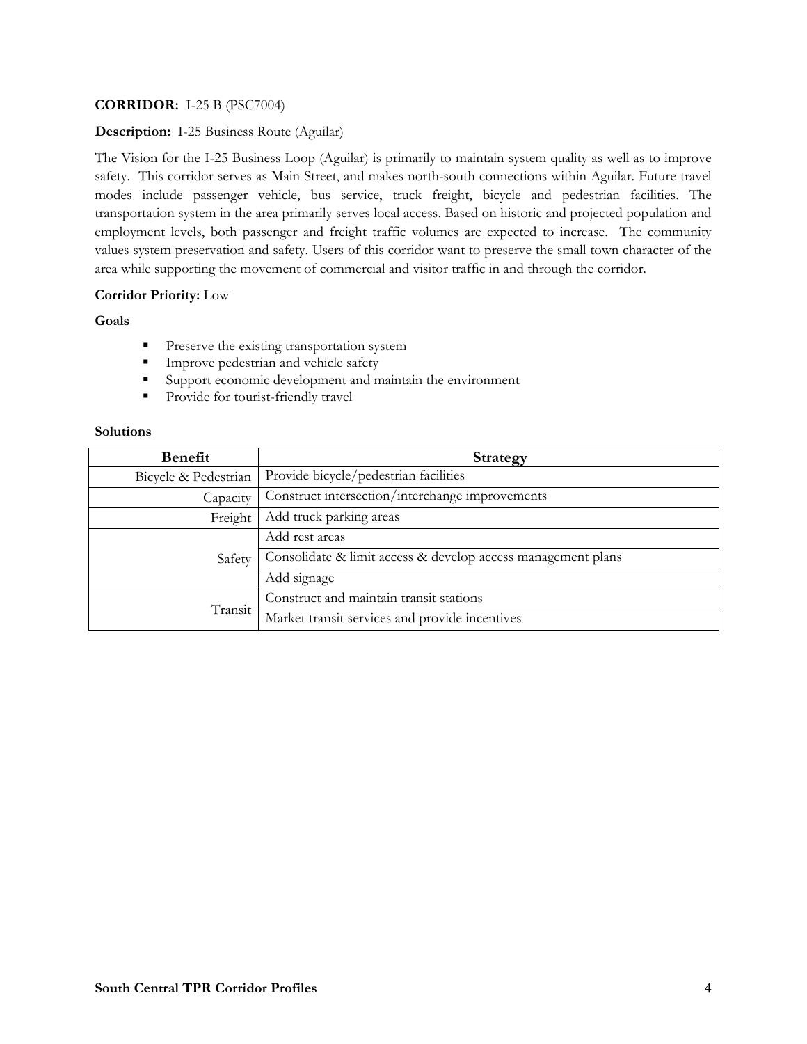**CORRIDOR:** I-25 B (PSC7004)

**Description:** I-25 Business Route (Aguilar)

The Vision for the I-25 Business Loop (Aguilar) is primarily to maintain system quality as well as to improve safety. This corridor serves as Main Street, and makes north-south connections within Aguilar. Future travel modes include passenger vehicle, bus service, truck freight, bicycle and pedestrian facilities. The transportation system in the area primarily serves local access. Based on historic and projected population and employment levels, both passenger and freight traffic volumes are expected to increase. The community values system preservation and safety. Users of this corridor want to preserve the small town character of the area while supporting the movement of commercial and visitor traffic in and through the corridor.

**Corridor Priority:** Low

**Goals**

- Preserve the existing transportation system
- Improve pedestrian and vehicle safety
- Support economic development and maintain the environment
- Provide for tourist-friendly travel

**Solutions**

| Benefit | Strategy |
|---|---|
| Bicycle & Pedestrian | Provide bicycle/pedestrian facilities |
| Capacity | Construct intersection/interchange improvements |
| Freight | Add truck parking areas |
| Safety | Add rest areas |
| | Consolidate & limit access & develop access management plans |
| | Add signage |
| Transit | Construct and maintain transit stations |
| | Market transit services and provide incentives |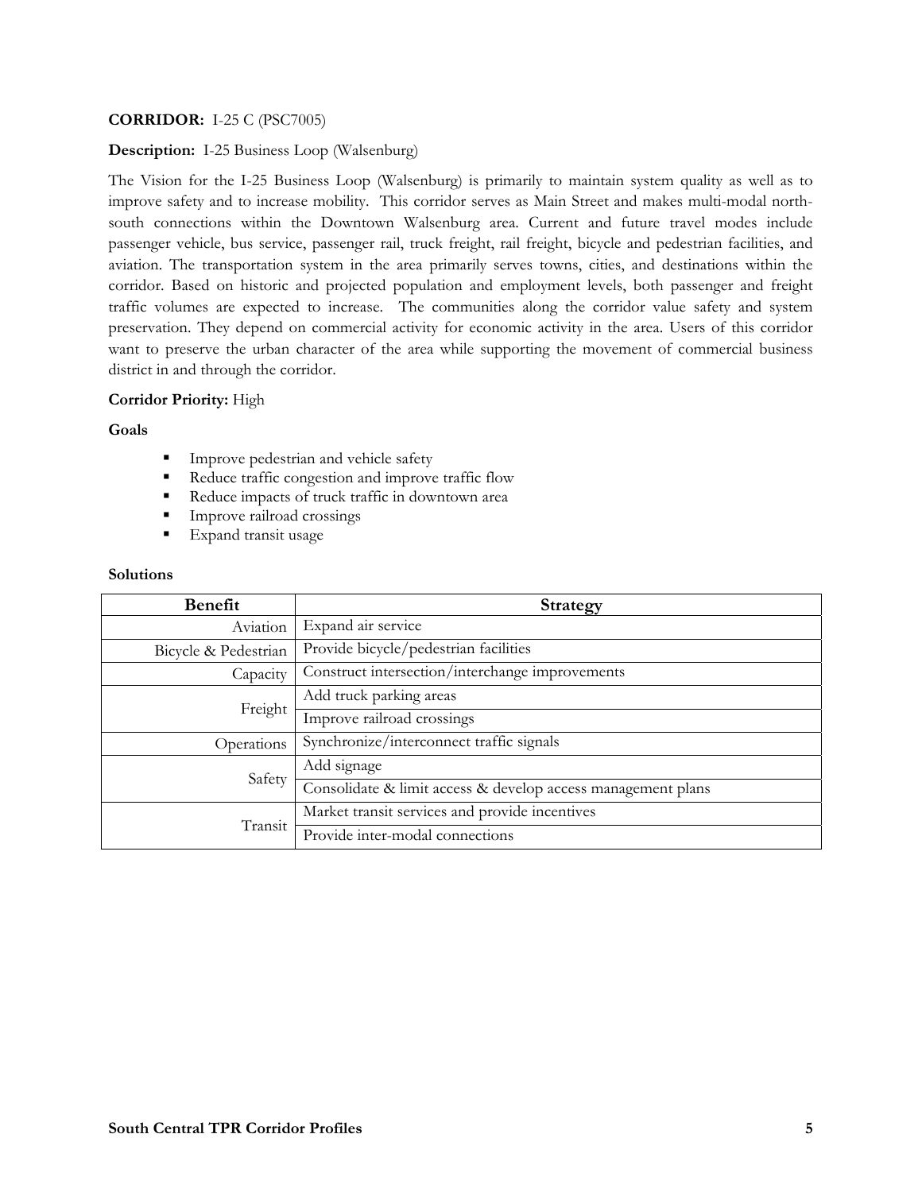**CORRIDOR:** I-25 C (PSC7005)

**Description:** I-25 Business Loop (Walsenburg)

The Vision for the I-25 Business Loop (Walsenburg) is primarily to maintain system quality as well as to improve safety and to increase mobility. This corridor serves as Main Street and makes multi-modal north-south connections within the Downtown Walsenburg area. Current and future travel modes include passenger vehicle, bus service, passenger rail, truck freight, rail freight, bicycle and pedestrian facilities, and aviation. The transportation system in the area primarily serves towns, cities, and destinations within the corridor. Based on historic and projected population and employment levels, both passenger and freight traffic volumes are expected to increase. The communities along the corridor value safety and system preservation. They depend on commercial activity for economic activity in the area. Users of this corridor want to preserve the urban character of the area while supporting the movement of commercial business district in and through the corridor.

**Corridor Priority:** High

**Goals**

- Improve pedestrian and vehicle safety
- Reduce traffic congestion and improve traffic flow
- Reduce impacts of truck traffic in downtown area
- Improve railroad crossings
- Expand transit usage

**Solutions**

| Benefit | Strategy |
|---:|---|
| Aviation | Expand air service |
| Bicycle & Pedestrian | Provide bicycle/pedestrian facilities |
| Capacity | Construct intersection/interchange improvements |
| Freight | Add truck parking areas |
| | Improve railroad crossings |
| Operations | Synchronize/interconnect traffic signals |
| Safety | Add signage |
| | Consolidate & limit access & develop access management plans |
| Transit | Market transit services and provide incentives |
| | Provide inter-modal connections |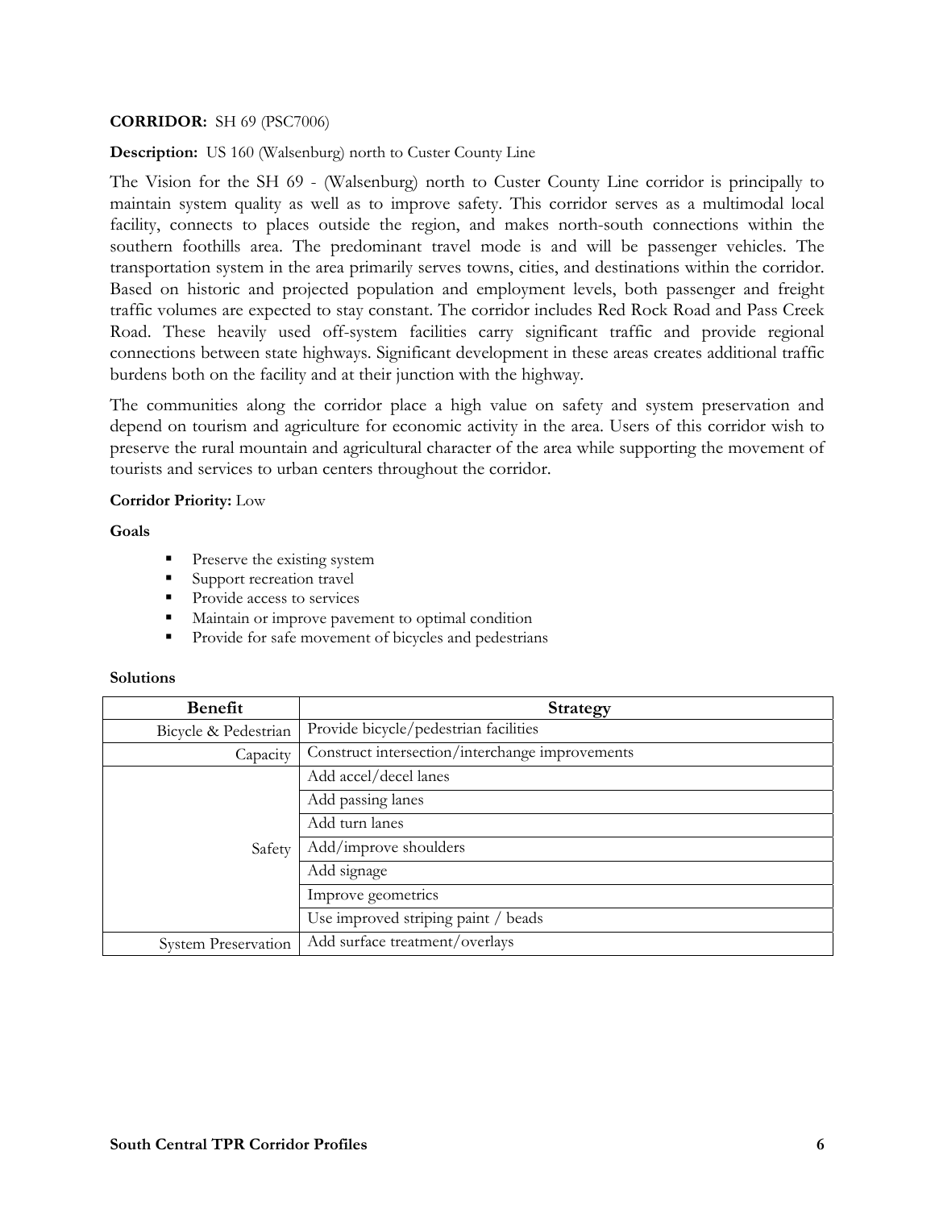**CORRIDOR:** SH 69 (PSC7006)

**Description:** US 160 (Walsenburg) north to Custer County Line

The Vision for the SH 69 - (Walsenburg) north to Custer County Line corridor is principally to maintain system quality as well as to improve safety. This corridor serves as a multimodal local facility, connects to places outside the region, and makes north-south connections within the southern foothills area. The predominant travel mode is and will be passenger vehicles. The transportation system in the area primarily serves towns, cities, and destinations within the corridor. Based on historic and projected population and employment levels, both passenger and freight traffic volumes are expected to stay constant. The corridor includes Red Rock Road and Pass Creek Road. These heavily used off-system facilities carry significant traffic and provide regional connections between state highways. Significant development in these areas creates additional traffic burdens both on the facility and at their junction with the highway.

The communities along the corridor place a high value on safety and system preservation and depend on tourism and agriculture for economic activity in the area. Users of this corridor wish to preserve the rural mountain and agricultural character of the area while supporting the movement of tourists and services to urban centers throughout the corridor.

**Corridor Priority:** Low

**Goals**

- Preserve the existing system
- Support recreation travel
- Provide access to services
- Maintain or improve pavement to optimal condition
- Provide for safe movement of bicycles and pedestrians

**Solutions**

| Benefit | Strategy |
|---|---|
| Bicycle & Pedestrian | Provide bicycle/pedestrian facilities |
| Capacity | Construct intersection/interchange improvements |
| Safety | Add accel/decel lanes |
| | Add passing lanes |
| | Add turn lanes |
| | Add/improve shoulders |
| | Add signage |
| | Improve geometrics |
| | Use improved striping paint / beads |
| System Preservation | Add surface treatment/overlays |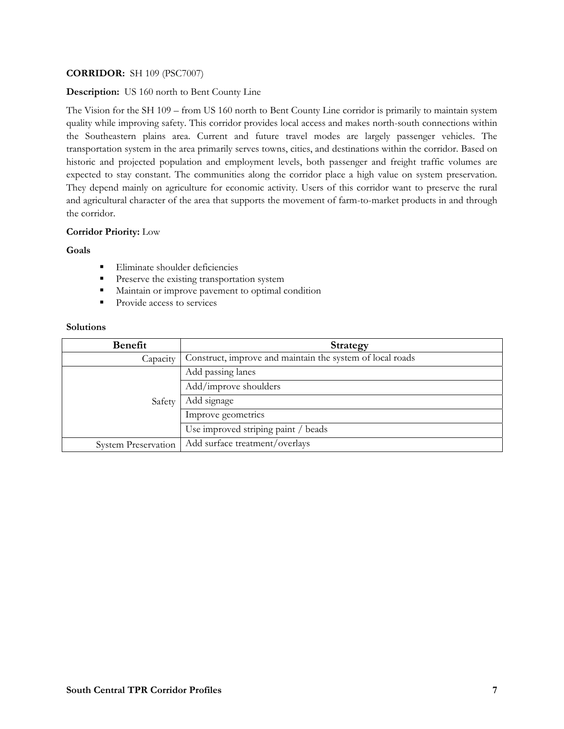**CORRIDOR:** SH 109 (PSC7007)

**Description:** US 160 north to Bent County Line

The Vision for the SH 109 – from US 160 north to Bent County Line corridor is primarily to maintain system quality while improving safety. This corridor provides local access and makes north-south connections within the Southeastern plains area. Current and future travel modes are largely passenger vehicles. The transportation system in the area primarily serves towns, cities, and destinations within the corridor. Based on historic and projected population and employment levels, both passenger and freight traffic volumes are expected to stay constant. The communities along the corridor place a high value on system preservation. They depend mainly on agriculture for economic activity. Users of this corridor want to preserve the rural and agricultural character of the area that supports the movement of farm-to-market products in and through the corridor.

**Corridor Priority:** Low

**Goals**

- Eliminate shoulder deficiencies
- Preserve the existing transportation system
- Maintain or improve pavement to optimal condition
- Provide access to services

**Solutions**

| Benefit | Strategy |
|---|---|
| Capacity | Construct, improve and maintain the system of local roads |
| Safety | Add passing lanes |
| | Add/improve shoulders |
| | Add signage |
| | Improve geometrics |
| | Use improved striping paint / beads |
| System Preservation | Add surface treatment/overlays |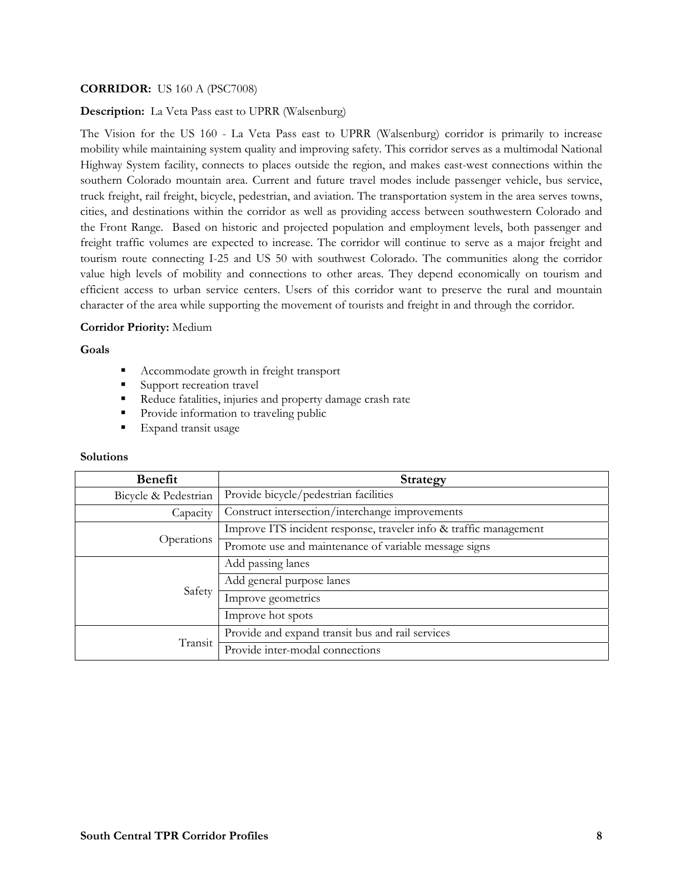**CORRIDOR:** US 160 A (PSC7008)

**Description:** La Veta Pass east to UPRR (Walsenburg)

The Vision for the US 160 - La Veta Pass east to UPRR (Walsenburg) corridor is primarily to increase mobility while maintaining system quality and improving safety. This corridor serves as a multimodal National Highway System facility, connects to places outside the region, and makes east-west connections within the southern Colorado mountain area. Current and future travel modes include passenger vehicle, bus service, truck freight, rail freight, bicycle, pedestrian, and aviation. The transportation system in the area serves towns, cities, and destinations within the corridor as well as providing access between southwestern Colorado and the Front Range. Based on historic and projected population and employment levels, both passenger and freight traffic volumes are expected to increase. The corridor will continue to serve as a major freight and tourism route connecting I-25 and US 50 with southwest Colorado. The communities along the corridor value high levels of mobility and connections to other areas. They depend economically on tourism and efficient access to urban service centers. Users of this corridor want to preserve the rural and mountain character of the area while supporting the movement of tourists and freight in and through the corridor.

**Corridor Priority:** Medium

**Goals**

- Accommodate growth in freight transport
- Support recreation travel
- Reduce fatalities, injuries and property damage crash rate
- Provide information to traveling public
- Expand transit usage

**Solutions**

| Benefit | Strategy |
|---|---|
| Bicycle & Pedestrian | Provide bicycle/pedestrian facilities |
| Capacity | Construct intersection/interchange improvements |
| Operations | Improve ITS incident response, traveler info & traffic management |
| | Promote use and maintenance of variable message signs |
| Safety | Add passing lanes |
| | Add general purpose lanes |
| | Improve geometrics |
| | Improve hot spots |
| Transit | Provide and expand transit bus and rail services |
| | Provide inter-modal connections |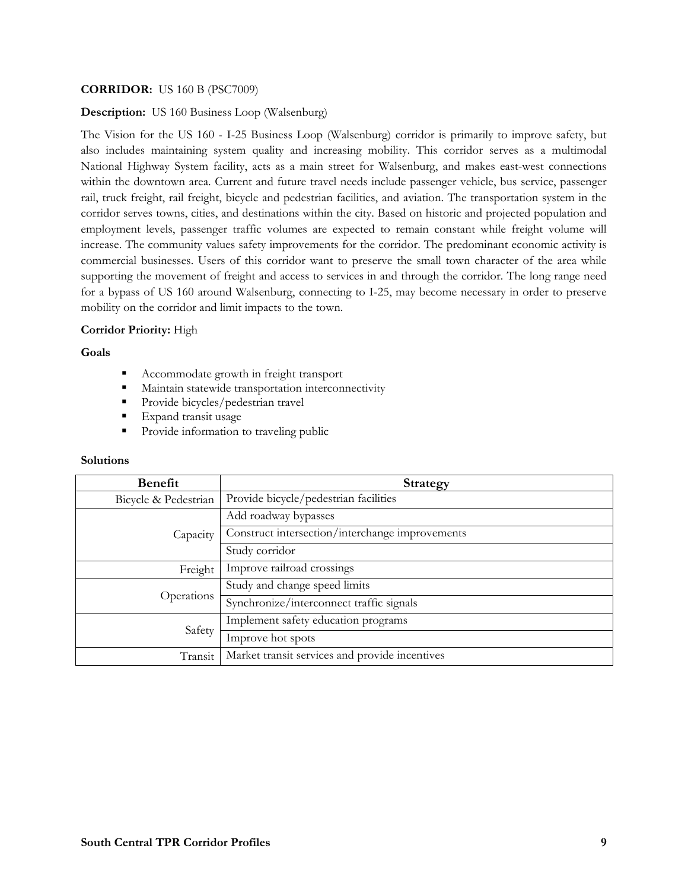**CORRIDOR:** US 160 B (PSC7009)

**Description:** US 160 Business Loop (Walsenburg)

The Vision for the US 160 - I-25 Business Loop (Walsenburg) corridor is primarily to improve safety, but also includes maintaining system quality and increasing mobility. This corridor serves as a multimodal National Highway System facility, acts as a main street for Walsenburg, and makes east-west connections within the downtown area. Current and future travel needs include passenger vehicle, bus service, passenger rail, truck freight, rail freight, bicycle and pedestrian facilities, and aviation. The transportation system in the corridor serves towns, cities, and destinations within the city. Based on historic and projected population and employment levels, passenger traffic volumes are expected to remain constant while freight volume will increase. The community values safety improvements for the corridor. The predominant economic activity is commercial businesses. Users of this corridor want to preserve the small town character of the area while supporting the movement of freight and access to services in and through the corridor. The long range need for a bypass of US 160 around Walsenburg, connecting to I-25, may become necessary in order to preserve mobility on the corridor and limit impacts to the town.

**Corridor Priority:** High

**Goals**

- Accommodate growth in freight transport
- Maintain statewide transportation interconnectivity
- Provide bicycles/pedestrian travel
- Expand transit usage
- Provide information to traveling public

**Solutions**

| Benefit | Strategy |
|---|---|
| Bicycle & Pedestrian | Provide bicycle/pedestrian facilities |
| Capacity | Add roadway bypasses |
| | Construct intersection/interchange improvements |
| | Study corridor |
| Freight | Improve railroad crossings |
| Operations | Study and change speed limits |
| | Synchronize/interconnect traffic signals |
| Safety | Implement safety education programs |
| | Improve hot spots |
| Transit | Market transit services and provide incentives |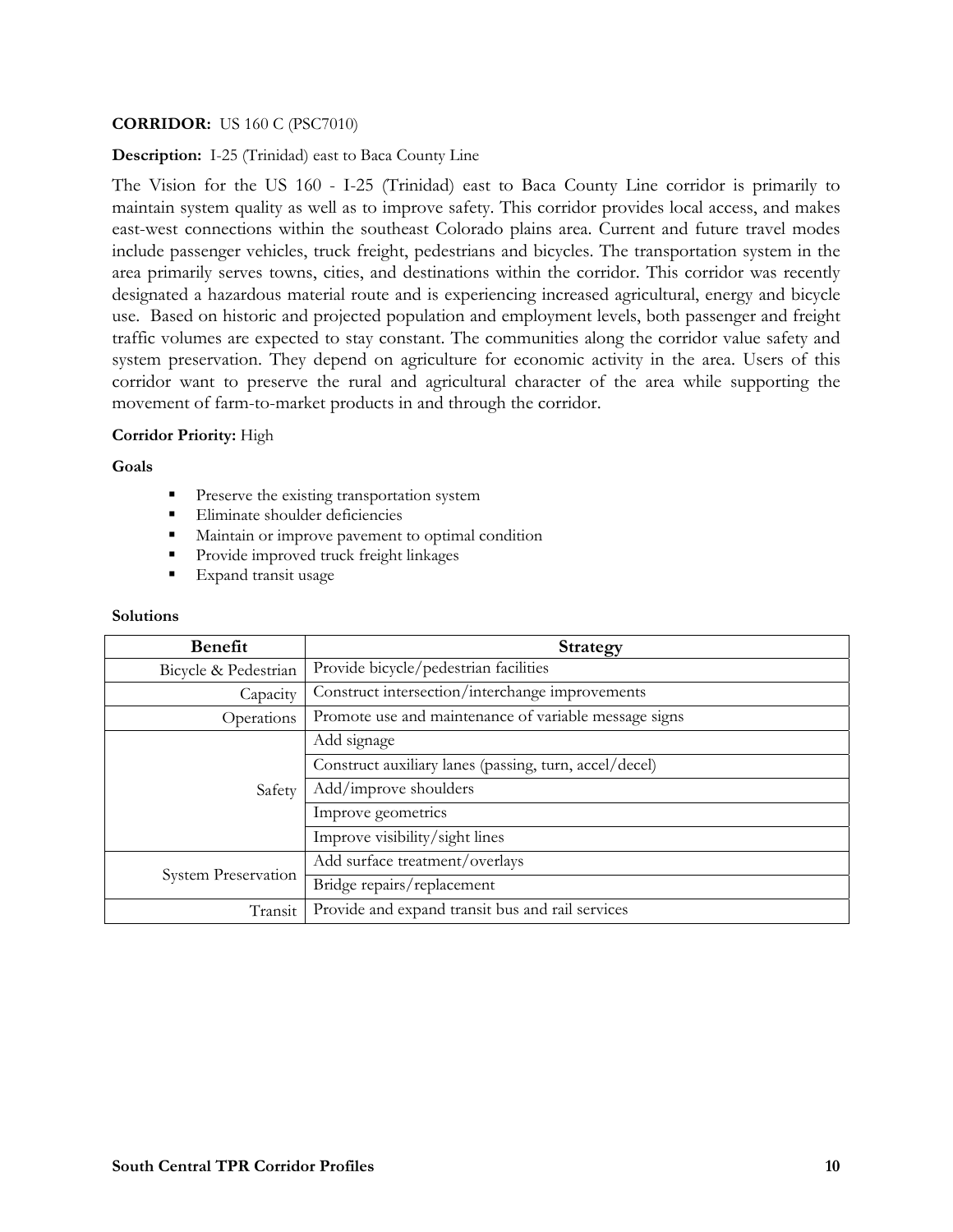**CORRIDOR:** US 160 C (PSC7010)

**Description:** I-25 (Trinidad) east to Baca County Line

The Vision for the US 160 - I-25 (Trinidad) east to Baca County Line corridor is primarily to maintain system quality as well as to improve safety. This corridor provides local access, and makes east-west connections within the southeast Colorado plains area. Current and future travel modes include passenger vehicles, truck freight, pedestrians and bicycles. The transportation system in the area primarily serves towns, cities, and destinations within the corridor. This corridor was recently designated a hazardous material route and is experiencing increased agricultural, energy and bicycle use. Based on historic and projected population and employment levels, both passenger and freight traffic volumes are expected to stay constant. The communities along the corridor value safety and system preservation. They depend on agriculture for economic activity in the area. Users of this corridor want to preserve the rural and agricultural character of the area while supporting the movement of farm-to-market products in and through the corridor.

**Corridor Priority:** High

**Goals**

- Preserve the existing transportation system
- Eliminate shoulder deficiencies
- Maintain or improve pavement to optimal condition
- Provide improved truck freight linkages
- Expand transit usage

**Solutions**

| Benefit | Strategy |
|---|---|
| Bicycle & Pedestrian | Provide bicycle/pedestrian facilities |
| Capacity | Construct intersection/interchange improvements |
| Operations | Promote use and maintenance of variable message signs |
| Safety | Add signage |
| | Construct auxiliary lanes (passing, turn, accel/decel) |
| | Add/improve shoulders |
| | Improve geometrics |
| | Improve visibility/sight lines |
| System Preservation | Add surface treatment/overlays |
| | Bridge repairs/replacement |
| Transit | Provide and expand transit bus and rail services |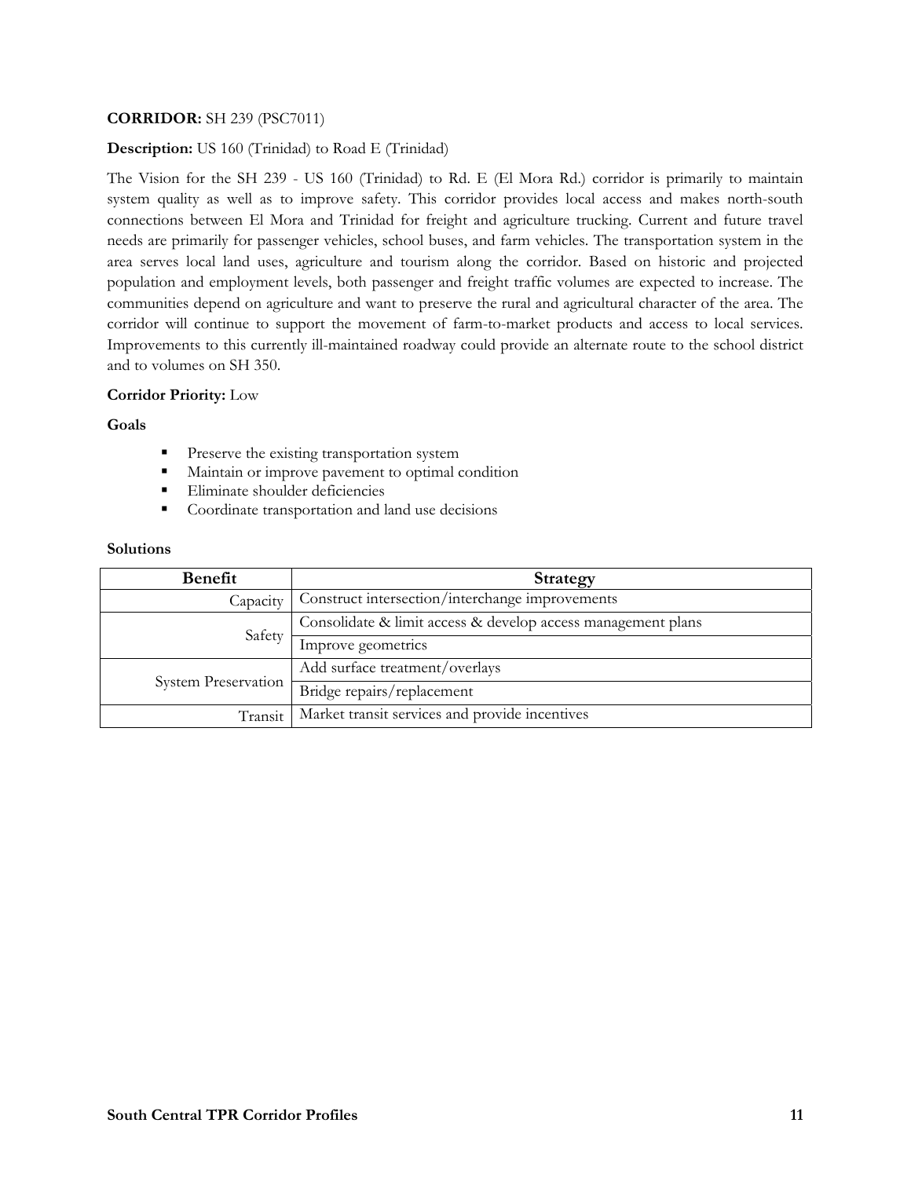**CORRIDOR:** SH 239 (PSC7011)

**Description:** US 160 (Trinidad) to Road E (Trinidad)

The Vision for the SH 239 - US 160 (Trinidad) to Rd. E (El Mora Rd.) corridor is primarily to maintain system quality as well as to improve safety. This corridor provides local access and makes north-south connections between El Mora and Trinidad for freight and agriculture trucking. Current and future travel needs are primarily for passenger vehicles, school buses, and farm vehicles. The transportation system in the area serves local land uses, agriculture and tourism along the corridor. Based on historic and projected population and employment levels, both passenger and freight traffic volumes are expected to increase. The communities depend on agriculture and want to preserve the rural and agricultural character of the area. The corridor will continue to support the movement of farm-to-market products and access to local services. Improvements to this currently ill-maintained roadway could provide an alternate route to the school district and to volumes on SH 350.

**Corridor Priority:** Low

**Goals**

- Preserve the existing transportation system
- Maintain or improve pavement to optimal condition
- Eliminate shoulder deficiencies
- Coordinate transportation and land use decisions

**Solutions**

| Benefit | Strategy |
|---|---|
| Capacity | Construct intersection/interchange improvements |
| Safety | Consolidate & limit access & develop access management plans |
| | Improve geometrics |
| System Preservation | Add surface treatment/overlays |
| | Bridge repairs/replacement |
| Transit | Market transit services and provide incentives |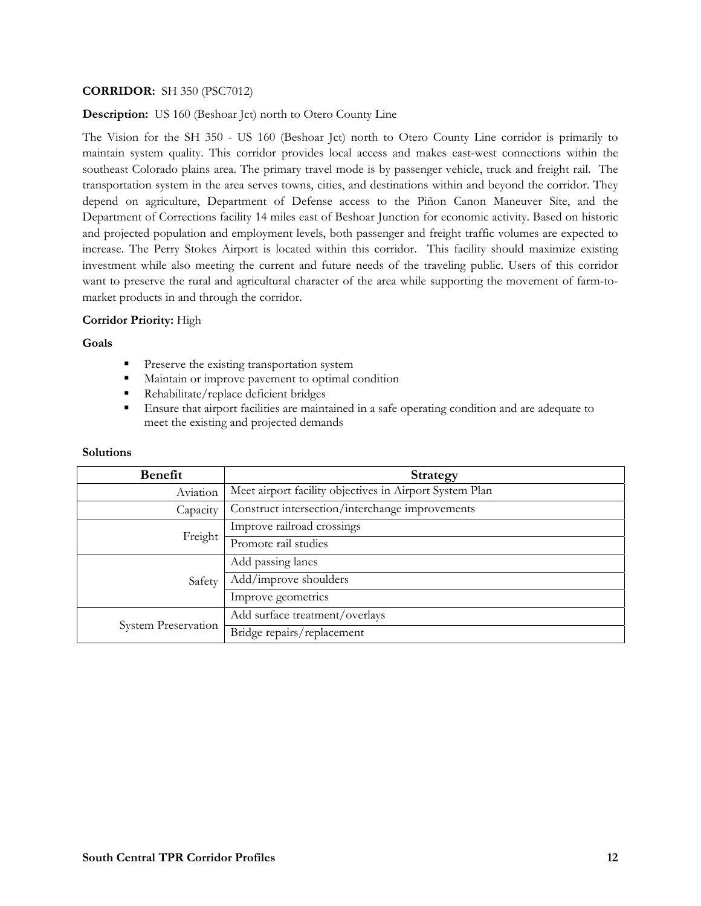**CORRIDOR:** SH 350 (PSC7012)

**Description:** US 160 (Beshoar Jct) north to Otero County Line

The Vision for the SH 350 - US 160 (Beshoar Jct) north to Otero County Line corridor is primarily to maintain system quality. This corridor provides local access and makes east-west connections within the southeast Colorado plains area. The primary travel mode is by passenger vehicle, truck and freight rail. The transportation system in the area serves towns, cities, and destinations within and beyond the corridor. They depend on agriculture, Department of Defense access to the Piñon Canon Maneuver Site, and the Department of Corrections facility 14 miles east of Beshoar Junction for economic activity. Based on historic and projected population and employment levels, both passenger and freight traffic volumes are expected to increase. The Perry Stokes Airport is located within this corridor. This facility should maximize existing investment while also meeting the current and future needs of the traveling public. Users of this corridor want to preserve the rural and agricultural character of the area while supporting the movement of farm-to-market products in and through the corridor.

**Corridor Priority:** High

**Goals**

- Preserve the existing transportation system
- Maintain or improve pavement to optimal condition
- Rehabilitate/replace deficient bridges
- Ensure that airport facilities are maintained in a safe operating condition and are adequate to meet the existing and projected demands

**Solutions**

| Benefit | Strategy |
|---|---|
| Aviation | Meet airport facility objectives in Airport System Plan |
| Capacity | Construct intersection/interchange improvements |
| Freight | Improve railroad crossings |
| | Promote rail studies |
| Safety | Add passing lanes |
| | Add/improve shoulders |
| | Improve geometrics |
| System Preservation | Add surface treatment/overlays |
| | Bridge repairs/replacement |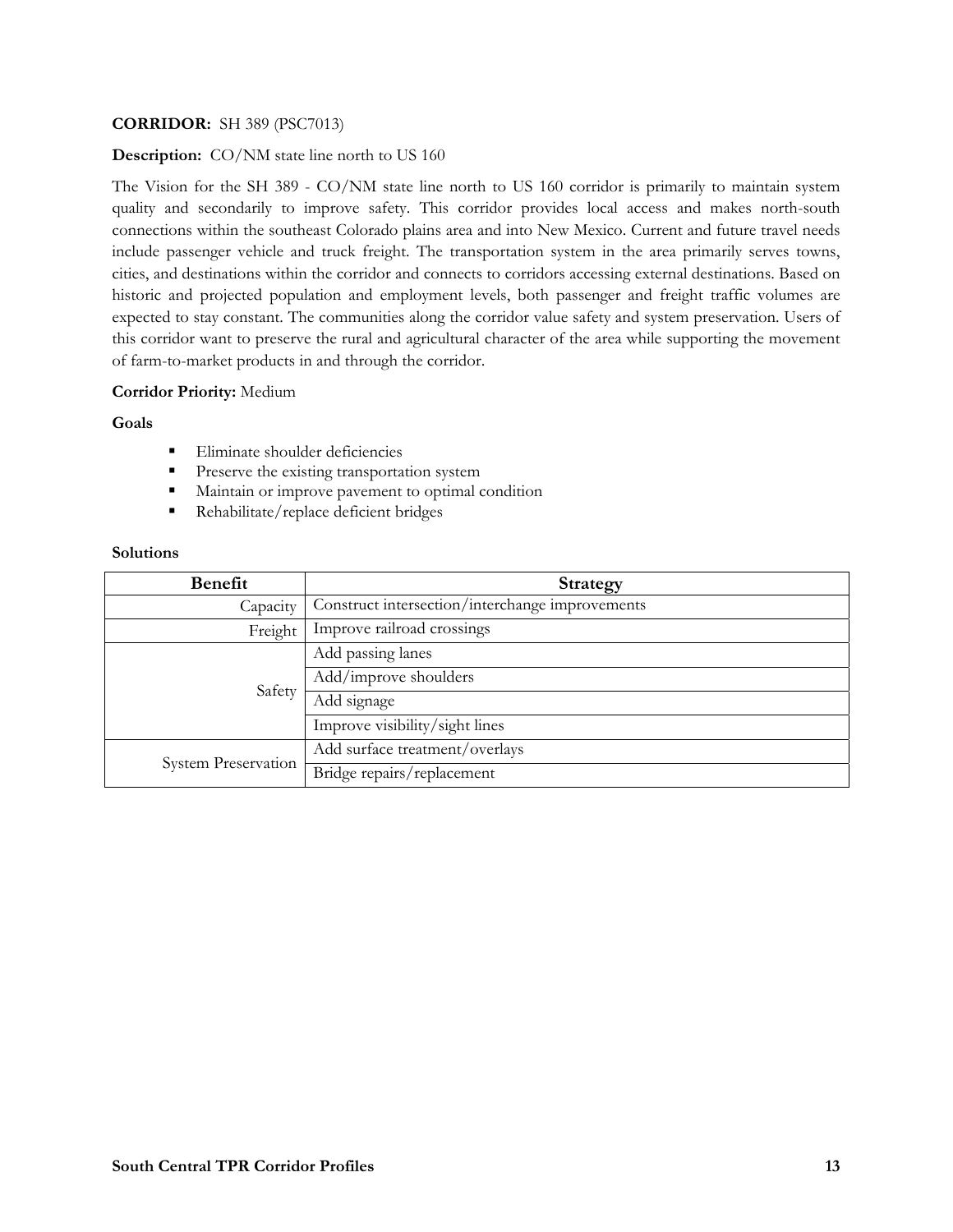**CORRIDOR:** SH 389 (PSC7013)

**Description:** CO/NM state line north to US 160

The Vision for the SH 389 - CO/NM state line north to US 160 corridor is primarily to maintain system quality and secondarily to improve safety. This corridor provides local access and makes north-south connections within the southeast Colorado plains area and into New Mexico. Current and future travel needs include passenger vehicle and truck freight. The transportation system in the area primarily serves towns, cities, and destinations within the corridor and connects to corridors accessing external destinations. Based on historic and projected population and employment levels, both passenger and freight traffic volumes are expected to stay constant. The communities along the corridor value safety and system preservation. Users of this corridor want to preserve the rural and agricultural character of the area while supporting the movement of farm-to-market products in and through the corridor.

**Corridor Priority:** Medium

**Goals**

- Eliminate shoulder deficiencies
- Preserve the existing transportation system
- Maintain or improve pavement to optimal condition
- Rehabilitate/replace deficient bridges

**Solutions**

| Benefit | Strategy |
|---|---|
| Capacity | Construct intersection/interchange improvements |
| Freight | Improve railroad crossings |
| Safety | Add passing lanes |
| | Add/improve shoulders |
| | Add signage |
| | Improve visibility/sight lines |
| System Preservation | Add surface treatment/overlays |
| | Bridge repairs/replacement |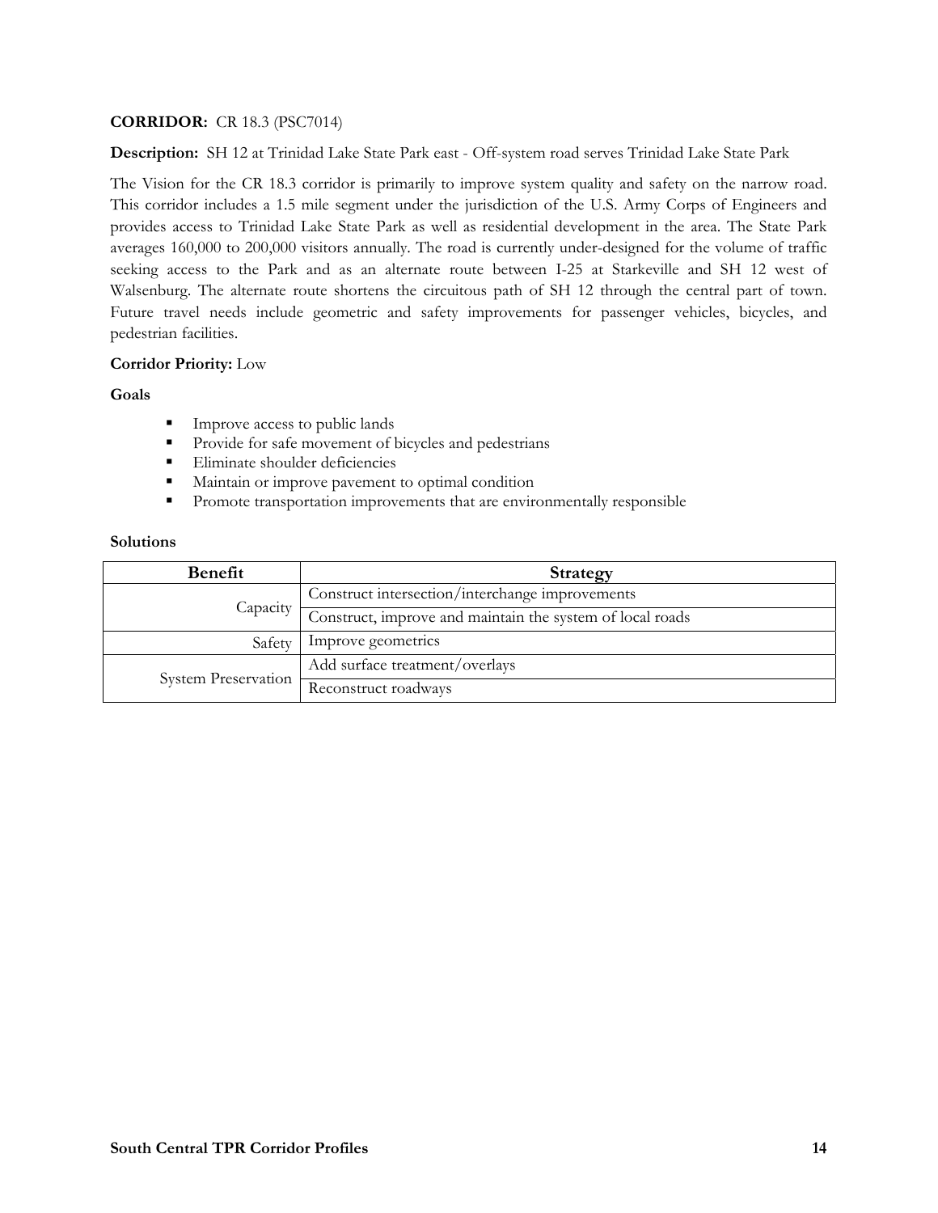**CORRIDOR:** CR 18.3 (PSC7014)

**Description:** SH 12 at Trinidad Lake State Park east - Off-system road serves Trinidad Lake State Park

The Vision for the CR 18.3 corridor is primarily to improve system quality and safety on the narrow road. This corridor includes a 1.5 mile segment under the jurisdiction of the U.S. Army Corps of Engineers and provides access to Trinidad Lake State Park as well as residential development in the area. The State Park averages 160,000 to 200,000 visitors annually. The road is currently under-designed for the volume of traffic seeking access to the Park and as an alternate route between I-25 at Starkeville and SH 12 west of Walsenburg. The alternate route shortens the circuitous path of SH 12 through the central part of town. Future travel needs include geometric and safety improvements for passenger vehicles, bicycles, and pedestrian facilities.

**Corridor Priority:** Low

**Goals**

- Improve access to public lands
- Provide for safe movement of bicycles and pedestrians
- Eliminate shoulder deficiencies
- Maintain or improve pavement to optimal condition
- Promote transportation improvements that are environmentally responsible

**Solutions**

| Benefit | Strategy |
|---|---|
| Capacity | Construct intersection/interchange improvements |
| | Construct, improve and maintain the system of local roads |
| Safety | Improve geometrics |
| System Preservation | Add surface treatment/overlays |
| | Reconstruct roadways |